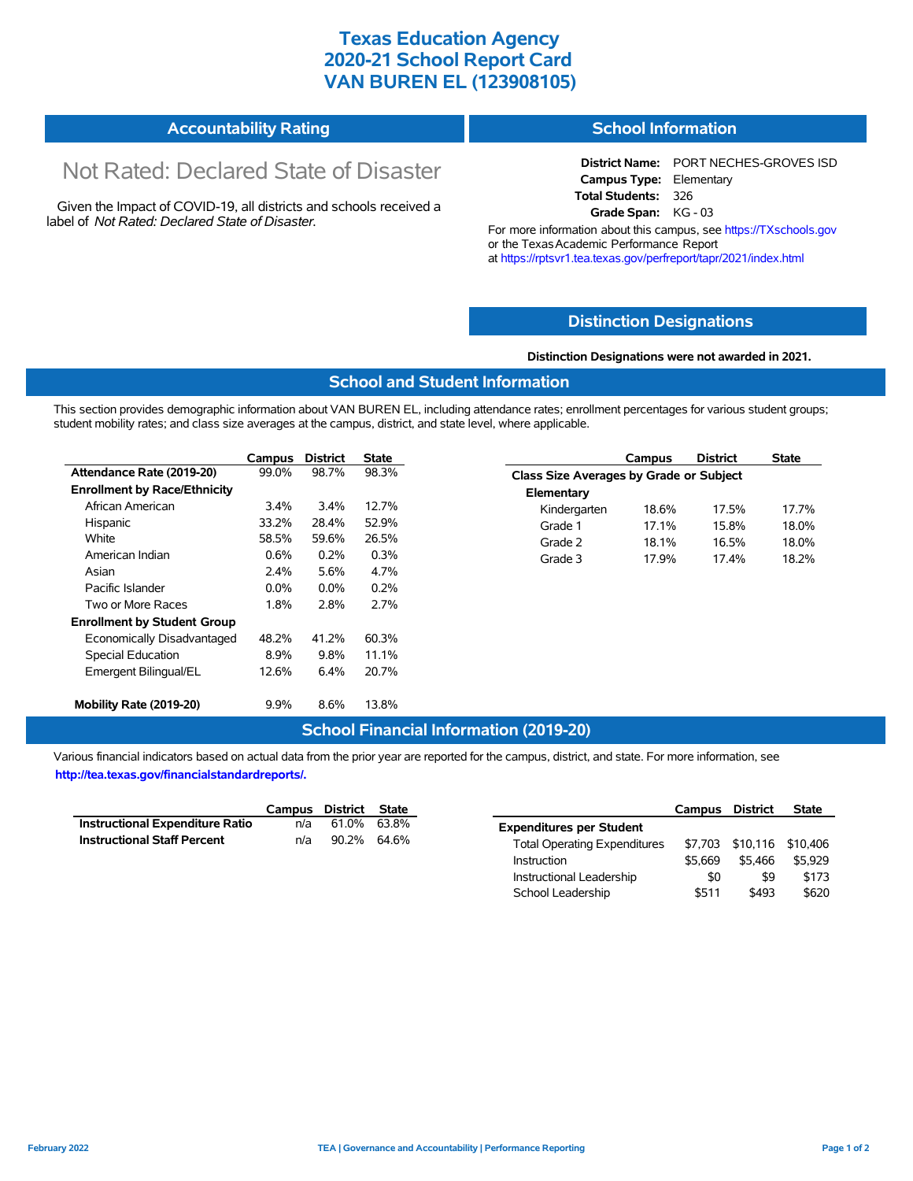# Texas Education Agency
# 2020-21 School Report Card
# VAN BUREN EL (123908105)

## Accountability Rating

Not Rated: Declared State of Disaster

Given the Impact of COVID-19, all districts and schools received a label of *Not Rated: Declared State of Disaster*.

## School Information

**District Name:** PORT NECHES-GROVES ISD
**Campus Type:** Elementary
**Total Students:** 326
**Grade Span:** KG - 03

For more information about this campus, see https://TXschools.gov or the Texas Academic Performance Report at https://rptsvr1.tea.texas.gov/perfreport/tapr/2021/index.html

## Distinction Designations

**Distinction Designations were not awarded in 2021.**

## School and Student Information

This section provides demographic information about VAN BUREN EL, including attendance rates; enrollment percentages for various student groups; student mobility rates; and class size averages at the campus, district, and state level, where applicable.

| | Campus | District | State |
|---|---|---|---|
| **Attendance Rate (2019-20)** | 99.0% | 98.7% | 98.3% |
| **Enrollment by Race/Ethnicity** | | | |
| African American | 3.4% | 3.4% | 12.7% |
| Hispanic | 33.2% | 28.4% | 52.9% |
| White | 58.5% | 59.6% | 26.5% |
| American Indian | 0.6% | 0.2% | 0.3% |
| Asian | 2.4% | 5.6% | 4.7% |
| Pacific Islander | 0.0% | 0.0% | 0.2% |
| Two or More Races | 1.8% | 2.8% | 2.7% |
| **Enrollment by Student Group** | | | |
| Economically Disadvantaged | 48.2% | 41.2% | 60.3% |
| Special Education | 8.9% | 9.8% | 11.1% |
| Emergent Bilingual/EL | 12.6% | 6.4% | 20.7% |
| **Mobility Rate (2019-20)** | 9.9% | 8.6% | 13.8% |

| | Campus | District | State |
|---|---|---|---|
| **Class Size Averages by Grade or Subject** | | | |
| **Elementary** | | | |
| Kindergarten | 18.6% | 17.5% | 17.7% |
| Grade 1 | 17.1% | 15.8% | 18.0% |
| Grade 2 | 18.1% | 16.5% | 18.0% |
| Grade 3 | 17.9% | 17.4% | 18.2% |

## School Financial Information (2019-20)

Various financial indicators based on actual data from the prior year are reported for the campus, district, and state. For more information, see **http://tea.texas.gov/financialstandardreports/.**

| | Campus | District | State |
|---|---|---|---|
| **Instructional Expenditure Ratio** | n/a | 61.0% | 63.8% |
| **Instructional Staff Percent** | n/a | 90.2% | 64.6% |

| | Campus | District | State |
|---|---|---|---|
| **Expenditures per Student** | | | |
| Total Operating Expenditures | $7,703 | $10,116 | $10,406 |
| Instruction | $5,669 | $5,466 | $5,929 |
| Instructional Leadership | $0 | $9 | $173 |
| School Leadership | $511 | $493 | $620 |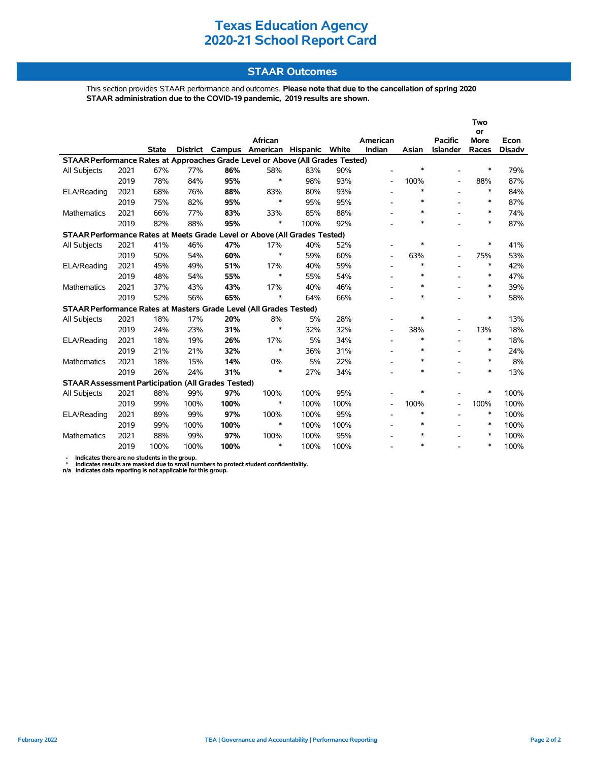# Texas Education Agency
# 2020-21 School Report Card

## STAAR Outcomes

This section provides STAAR performance and outcomes. **Please note that due to the cancellation of spring 2020 STAAR administration due to the COVID-19 pandemic, 2019 results are shown.**

| | | State | District | Campus | African American | Hispanic | White | American Indian | Asian | Pacific Islander | Two or More Races | Econ Disadv |
|---|---|---|---|---|---|---|---|---|---|---|---|---|
| **STAAR Performance Rates at Approaches Grade Level or Above (All Grades Tested)** | | | | | | | | | | | | |
| All Subjects | 2021 | 67% | 77% | **86%** | 58% | 83% | 90% | - | * | - | * | 79% |
| | 2019 | 78% | 84% | **95%** | * | 98% | 93% | - | 100% | - | 88% | 87% |
| ELA/Reading | 2021 | 68% | 76% | **88%** | 83% | 80% | 93% | - | * | - | * | 84% |
| | 2019 | 75% | 82% | **95%** | * | 95% | 95% | - | * | - | * | 87% |
| Mathematics | 2021 | 66% | 77% | **83%** | 33% | 85% | 88% | - | * | - | * | 74% |
| | 2019 | 82% | 88% | **95%** | * | 100% | 92% | - | * | - | * | 87% |
| **STAAR Performance Rates at Meets Grade Level or Above (All Grades Tested)** | | | | | | | | | | | | |
| All Subjects | 2021 | 41% | 46% | **47%** | 17% | 40% | 52% | - | * | - | * | 41% |
| | 2019 | 50% | 54% | **60%** | * | 59% | 60% | - | 63% | - | 75% | 53% |
| ELA/Reading | 2021 | 45% | 49% | **51%** | 17% | 40% | 59% | - | * | - | * | 42% |
| | 2019 | 48% | 54% | **55%** | * | 55% | 54% | - | * | - | * | 47% |
| Mathematics | 2021 | 37% | 43% | **43%** | 17% | 40% | 46% | - | * | - | * | 39% |
| | 2019 | 52% | 56% | **65%** | * | 64% | 66% | - | * | - | * | 58% |
| **STAAR Performance Rates at Masters Grade Level (All Grades Tested)** | | | | | | | | | | | | |
| All Subjects | 2021 | 18% | 17% | **20%** | 8% | 5% | 28% | - | * | - | * | 13% |
| | 2019 | 24% | 23% | **31%** | * | 32% | 32% | - | 38% | - | 13% | 18% |
| ELA/Reading | 2021 | 18% | 19% | **26%** | 17% | 5% | 34% | - | * | - | * | 18% |
| | 2019 | 21% | 21% | **32%** | * | 36% | 31% | - | * | - | * | 24% |
| Mathematics | 2021 | 18% | 15% | **14%** | 0% | 5% | 22% | - | * | - | * | 8% |
| | 2019 | 26% | 24% | **31%** | * | 27% | 34% | - | * | - | * | 13% |
| **STAAR Assessment Participation (All Grades Tested)** | | | | | | | | | | | | |
| All Subjects | 2021 | 88% | 99% | **97%** | 100% | 100% | 95% | - | * | - | * | 100% |
| | 2019 | 99% | 100% | **100%** | * | 100% | 100% | - | 100% | - | 100% | 100% |
| ELA/Reading | 2021 | 89% | 99% | **97%** | 100% | 100% | 95% | - | * | - | * | 100% |
| | 2019 | 99% | 100% | **100%** | * | 100% | 100% | - | * | - | * | 100% |
| Mathematics | 2021 | 88% | 99% | **97%** | 100% | 100% | 95% | - | * | - | * | 100% |
| | 2019 | 100% | 100% | **100%** | * | 100% | 100% | - | * | - | * | 100% |

**- Indicates there are no students in the group.**
**\* Indicates results are masked due to small numbers to protect student confidentiality.**
**n/a Indicates data reporting is not applicable for this group.**